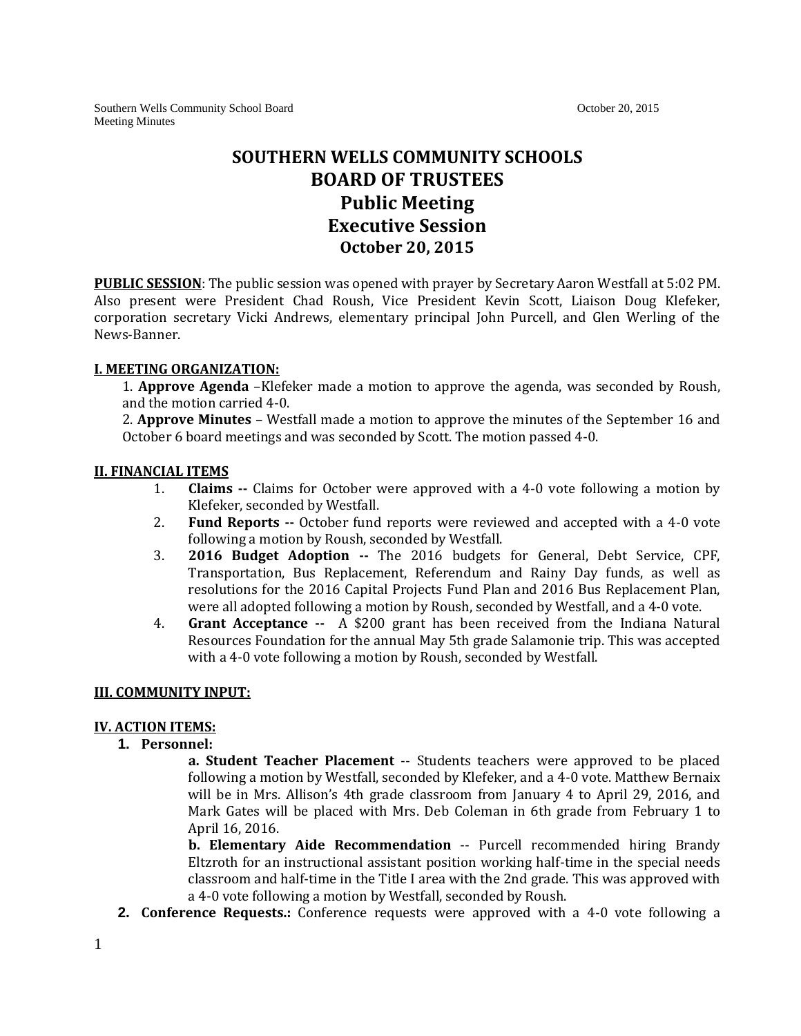# SOUTHERN WELLS COMMUNITY SCHOOLS
# BOARD OF TRUSTEES
## Public Meeting
## Executive Session
### October 20, 2015

**PUBLIC SESSION**: The public session was opened with prayer by Secretary Aaron Westfall at 5:02 PM. Also present were President Chad Roush, Vice President Kevin Scott, Liaison Doug Klefeker, corporation secretary Vicki Andrews, elementary principal John Purcell, and Glen Werling of the News-Banner.

**I. MEETING ORGANIZATION:**

1. **Approve Agenda** –Klefeker made a motion to approve the agenda, was seconded by Roush, and the motion carried 4-0.
2. **Approve Minutes** – Westfall made a motion to approve the minutes of the September 16 and October 6 board meetings and was seconded by Scott. The motion passed 4-0.

**II. FINANCIAL ITEMS**

1. **Claims --** Claims for October were approved with a 4-0 vote following a motion by Klefeker, seconded by Westfall.
2. **Fund Reports --** October fund reports were reviewed and accepted with a 4-0 vote following a motion by Roush, seconded by Westfall.
3. **2016 Budget Adoption --** The 2016 budgets for General, Debt Service, CPF, Transportation, Bus Replacement, Referendum and Rainy Day funds, as well as resolutions for the 2016 Capital Projects Fund Plan and 2016 Bus Replacement Plan, were all adopted following a motion by Roush, seconded by Westfall, and a 4-0 vote.
4. **Grant Acceptance --** A $200 grant has been received from the Indiana Natural Resources Foundation for the annual May 5th grade Salamonie trip. This was accepted with a 4-0 vote following a motion by Roush, seconded by Westfall.

**III. COMMUNITY INPUT:**

**IV. ACTION ITEMS:**

1. **Personnel:**

   **a. Student Teacher Placement** -- Students teachers were approved to be placed following a motion by Westfall, seconded by Klefeker, and a 4-0 vote. Matthew Bernaix will be in Mrs. Allison's 4th grade classroom from January 4 to April 29, 2016, and Mark Gates will be placed with Mrs. Deb Coleman in 6th grade from February 1 to April 16, 2016.

   **b. Elementary Aide Recommendation** -- Purcell recommended hiring Brandy Eltzroth for an instructional assistant position working half-time in the special needs classroom and half-time in the Title I area with the 2nd grade. This was approved with a 4-0 vote following a motion by Westfall, seconded by Roush.

2. **Conference Requests.:** Conference requests were approved with a 4-0 vote following a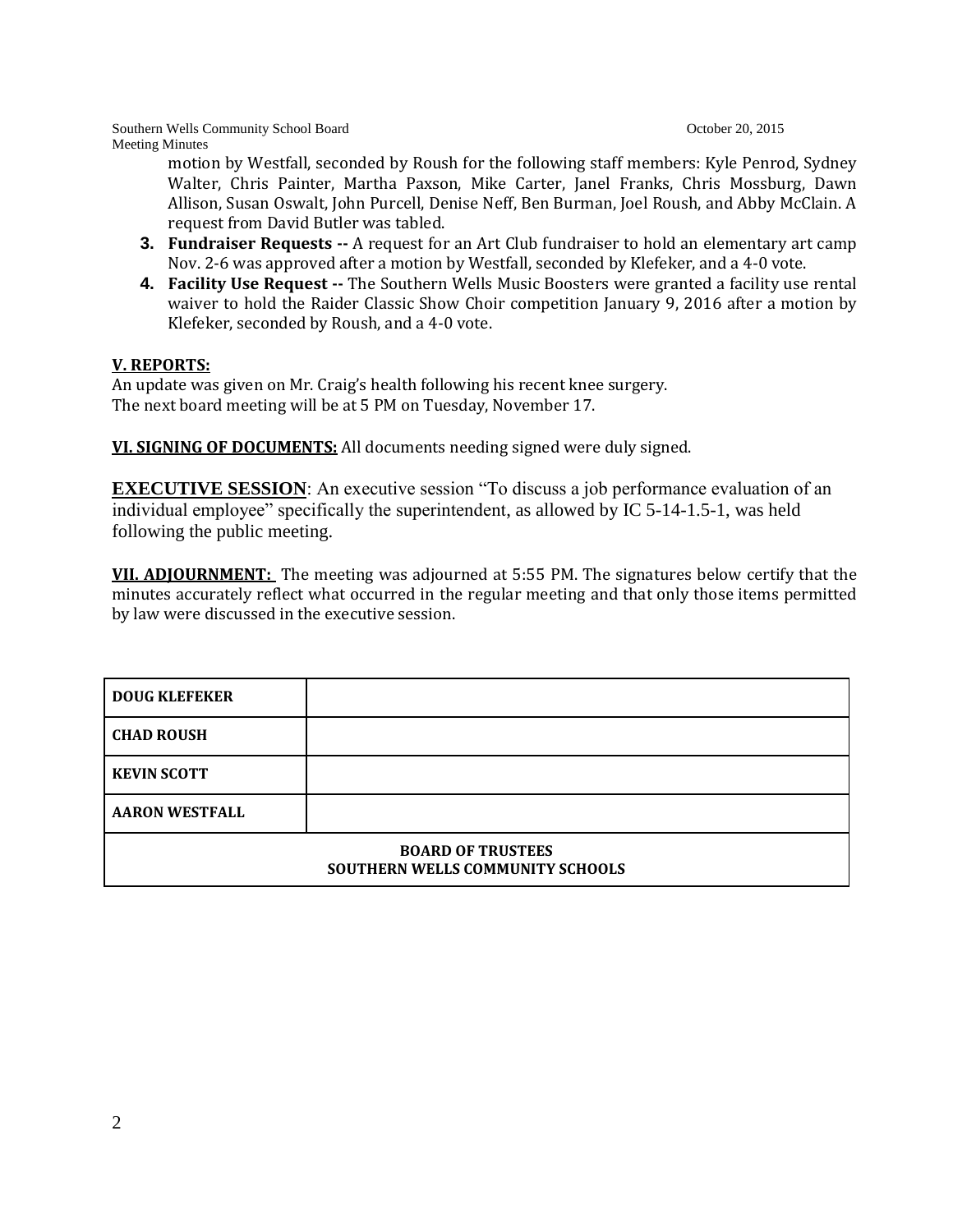motion by Westfall, seconded by Roush for the following staff members: Kyle Penrod, Sydney Walter, Chris Painter, Martha Paxson, Mike Carter, Janel Franks, Chris Mossburg, Dawn Allison, Susan Oswalt, John Purcell, Denise Neff, Ben Burman, Joel Roush, and Abby McClain. A request from David Butler was tabled.

3. **Fundraiser Requests --** A request for an Art Club fundraiser to hold an elementary art camp Nov. 2-6 was approved after a motion by Westfall, seconded by Klefeker, and a 4-0 vote.
4. **Facility Use Request --** The Southern Wells Music Boosters were granted a facility use rental waiver to hold the Raider Classic Show Choir competition January 9, 2016 after a motion by Klefeker, seconded by Roush, and a 4-0 vote.

**V. REPORTS:**

An update was given on Mr. Craig's health following his recent knee surgery.
The next board meeting will be at 5 PM on Tuesday, November 17.

**VI. SIGNING OF DOCUMENTS:** All documents needing signed were duly signed.

**EXECUTIVE SESSION**: An executive session "To discuss a job performance evaluation of an individual employee" specifically the superintendent, as allowed by IC 5-14-1.5-1, was held following the public meeting.

**VII. ADJOURNMENT:** The meeting was adjourned at 5:55 PM. The signatures below certify that the minutes accurately reflect what occurred in the regular meeting and that only those items permitted by law were discussed in the executive session.

| | |
|---|---|
| **DOUG KLEFEKER** | |
| **CHAD ROUSH** | |
| **KEVIN SCOTT** | |
| **AARON WESTFALL** | |
| **BOARD OF TRUSTEES SOUTHERN WELLS COMMUNITY SCHOOLS** | |